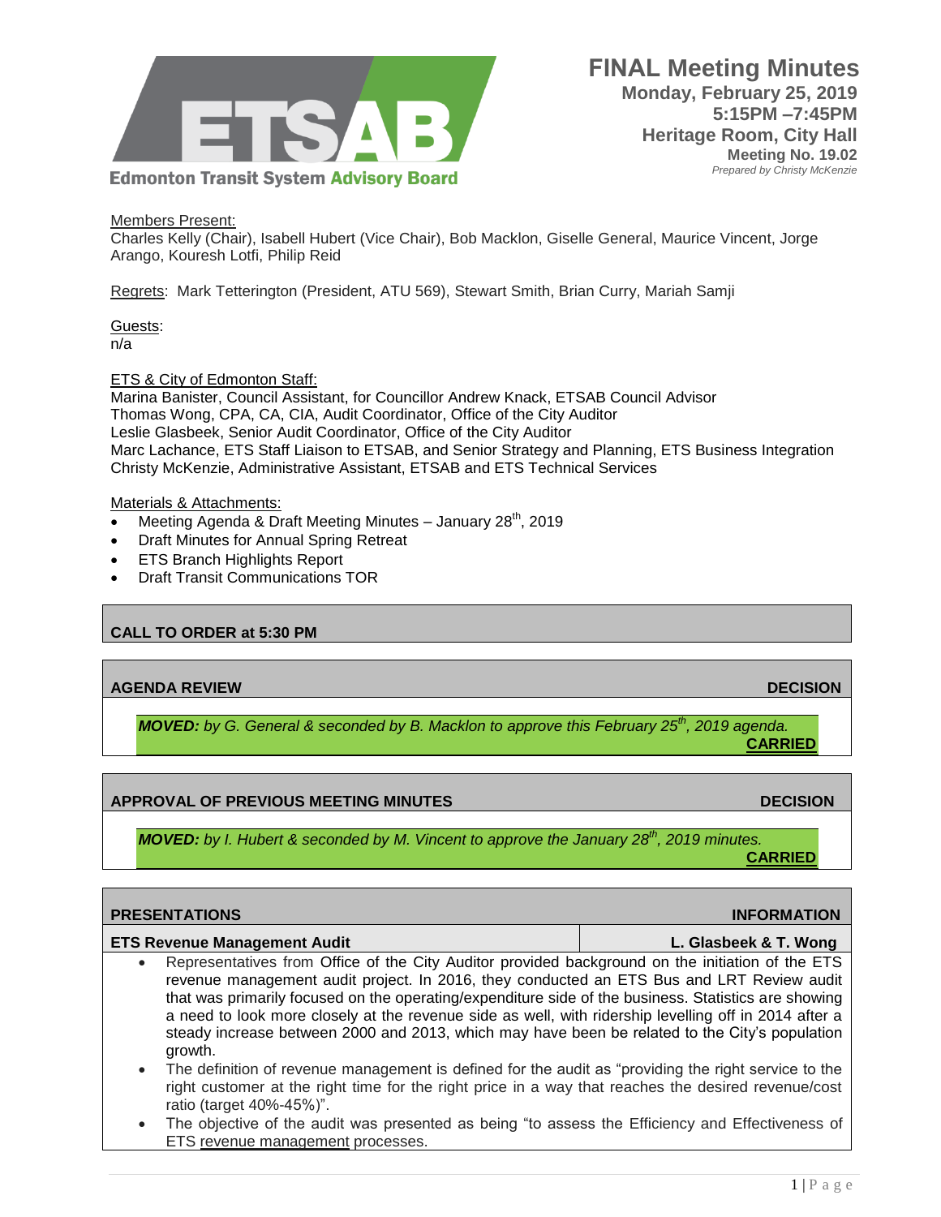**ETSAB**
**Edmonton Transit System Advisory Board**

# FINAL Meeting Minutes

**Monday, February 25, 2019**
**5:15PM –7:45PM**
**Heritage Room, City Hall**
**Meeting No. 19.02**
*Prepared by Christy McKenzie*

Members Present:
Charles Kelly (Chair), Isabell Hubert (Vice Chair), Bob Macklon, Giselle General, Maurice Vincent, Jorge Arango, Kouresh Lotfi, Philip Reid

Regrets: Mark Tetterington (President, ATU 569), Stewart Smith, Brian Curry, Mariah Samji

Guests:
n/a

ETS & City of Edmonton Staff:
Marina Banister, Council Assistant, for Councillor Andrew Knack, ETSAB Council Advisor
Thomas Wong, CPA, CA, CIA, Audit Coordinator, Office of the City Auditor
Leslie Glasbeek, Senior Audit Coordinator, Office of the City Auditor
Marc Lachance, ETS Staff Liaison to ETSAB, and Senior Strategy and Planning, ETS Business Integration
Christy McKenzie, Administrative Assistant, ETSAB and ETS Technical Services

Materials & Attachments:

- Meeting Agenda & Draft Meeting Minutes – January 28th, 2019
- Draft Minutes for Annual Spring Retreat
- ETS Branch Highlights Report
- Draft Transit Communications TOR

## CALL TO ORDER at 5:30 PM

## AGENDA REVIEW — DECISION

***MOVED:*** *by G. General & seconded by B. Macklon to approve this February 25th, 2019 agenda.*
**CARRIED**

## APPROVAL OF PREVIOUS MEETING MINUTES — DECISION

***MOVED:*** *by I. Hubert & seconded by M. Vincent to approve the January 28th, 2019 minutes.*
**CARRIED**

## PRESENTATIONS — INFORMATION

### ETS Revenue Management Audit — L. Glasbeek & T. Wong

- Representatives from Office of the City Auditor provided background on the initiation of the ETS revenue management audit project. In 2016, they conducted an ETS Bus and LRT Review audit that was primarily focused on the operating/expenditure side of the business. Statistics are showing a need to look more closely at the revenue side as well, with ridership levelling off in 2014 after a steady increase between 2000 and 2013, which may have been be related to the City's population growth.
- The definition of revenue management is defined for the audit as "providing the right service to the right customer at the right time for the right price in a way that reaches the desired revenue/cost ratio (target 40%-45%)".
- The objective of the audit was presented as being "to assess the Efficiency and Effectiveness of ETS revenue management processes.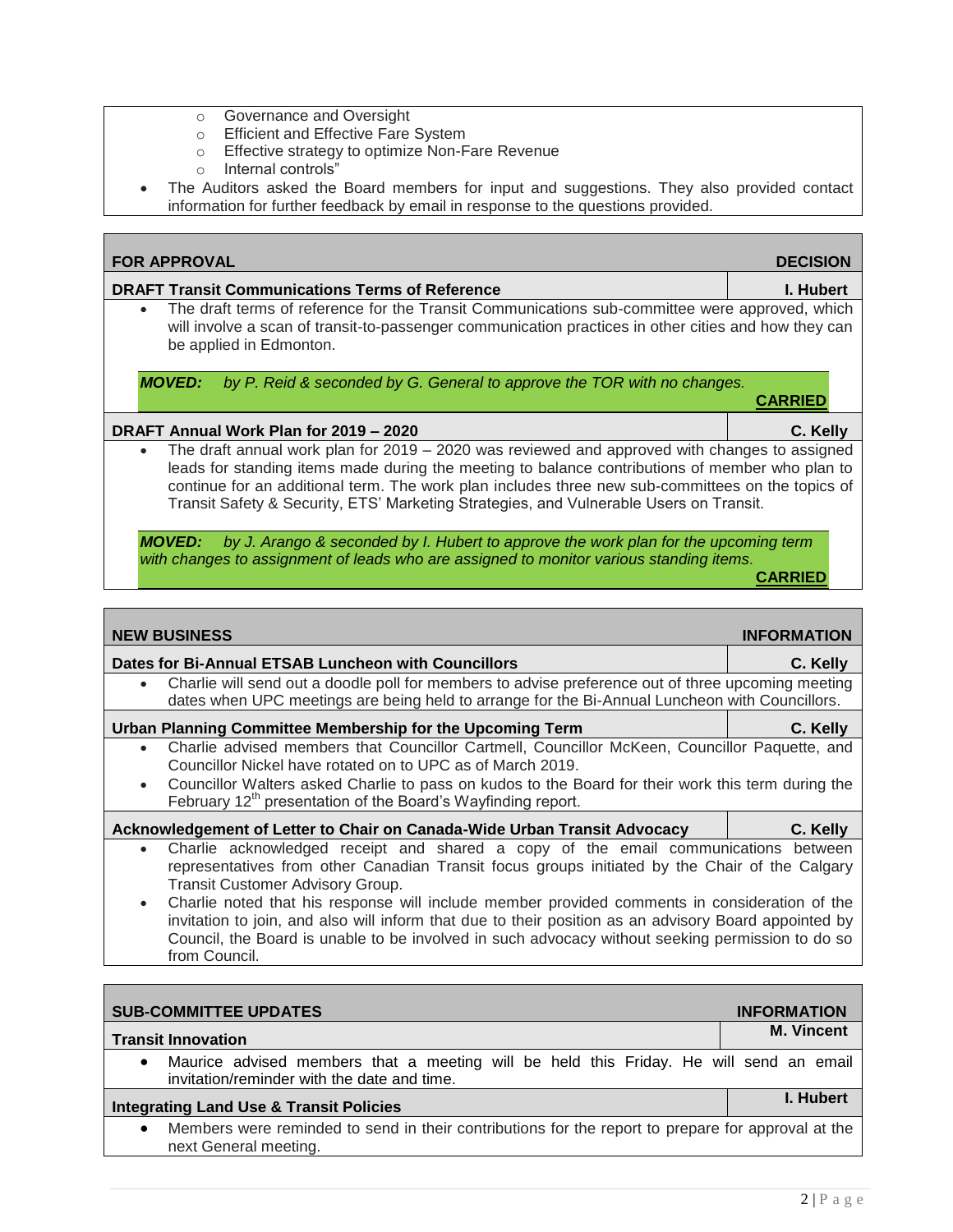- Governance and Oversight
- Efficient and Effective Fare System
- Effective strategy to optimize Non-Fare Revenue
- Internal controls"

- The Auditors asked the Board members for input and suggestions. They also provided contact information for further feedback by email in response to the questions provided.

| FOR APPROVAL | DECISION |
|---|---|
| **DRAFT Transit Communications Terms of Reference** | **I. Hubert** |

- The draft terms of reference for the Transit Communications sub-committee were approved, which will involve a scan of transit-to-passenger communication practices in other cities and how they can be applied in Edmonton.

***MOVED:*** *by P. Reid & seconded by G. General to approve the TOR with no changes.*
**CARRIED**

| | |
|---|---|
| **DRAFT Annual Work Plan for 2019 – 2020** | **C. Kelly** |

- The draft annual work plan for 2019 – 2020 was reviewed and approved with changes to assigned leads for standing items made during the meeting to balance contributions of member who plan to continue for an additional term. The work plan includes three new sub-committees on the topics of Transit Safety & Security, ETS' Marketing Strategies, and Vulnerable Users on Transit.

***MOVED:*** *by J. Arango & seconded by I. Hubert to approve the work plan for the upcoming term with changes to assignment of leads who are assigned to monitor various standing items.*
**CARRIED**

| NEW BUSINESS | INFORMATION |
|---|---|
| **Dates for Bi-Annual ETSAB Luncheon with Councillors** | **C. Kelly** |

- Charlie will send out a doodle poll for members to advise preference out of three upcoming meeting dates when UPC meetings are being held to arrange for the Bi-Annual Luncheon with Councillors.

| | |
|---|---|
| **Urban Planning Committee Membership for the Upcoming Term** | **C. Kelly** |

- Charlie advised members that Councillor Cartmell, Councillor McKeen, Councillor Paquette, and Councillor Nickel have rotated on to UPC as of March 2019.
- Councillor Walters asked Charlie to pass on kudos to the Board for their work this term during the February 12th presentation of the Board's Wayfinding report.

| | |
|---|---|
| **Acknowledgement of Letter to Chair on Canada-Wide Urban Transit Advocacy** | **C. Kelly** |

- Charlie acknowledged receipt and shared a copy of the email communications between representatives from other Canadian Transit focus groups initiated by the Chair of the Calgary Transit Customer Advisory Group.
- Charlie noted that his response will include member provided comments in consideration of the invitation to join, and also will inform that due to their position as an advisory Board appointed by Council, the Board is unable to be involved in such advocacy without seeking permission to do so from Council.

| SUB-COMMITTEE UPDATES | INFORMATION |
|---|---|
| **Transit Innovation** | **M. Vincent** |

- Maurice advised members that a meeting will be held this Friday. He will send an email invitation/reminder with the date and time.

| | |
|---|---|
| **Integrating Land Use & Transit Policies** | **I. Hubert** |

- Members were reminded to send in their contributions for the report to prepare for approval at the next General meeting.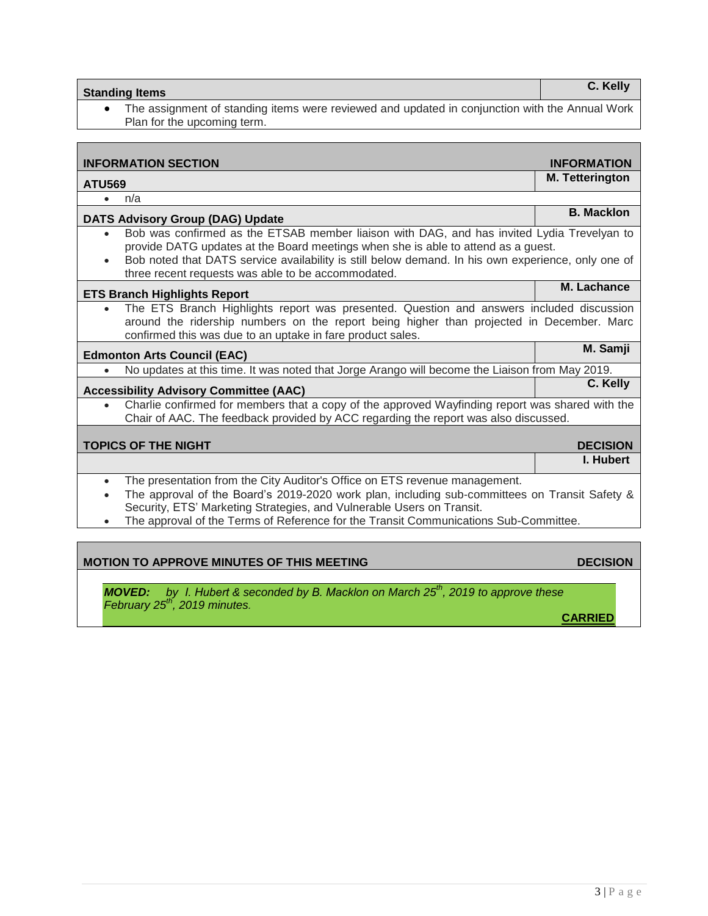| Standing Items | C. Kelly |
|---|---|

- The assignment of standing items were reviewed and updated in conjunction with the Annual Work Plan for the upcoming term.

| INFORMATION SECTION | INFORMATION |
|---|---|
| **ATU569** | **M. Tetterington** |

- n/a

| DATS Advisory Group (DAG) Update | B. Macklon |
|---|---|

- Bob was confirmed as the ETSAB member liaison with DAG, and has invited Lydia Trevelyan to provide DATG updates at the Board meetings when she is able to attend as a guest.
- Bob noted that DATS service availability is still below demand. In his own experience, only one of three recent requests was able to be accommodated.

| ETS Branch Highlights Report | M. Lachance |
|---|---|

- The ETS Branch Highlights report was presented. Question and answers included discussion around the ridership numbers on the report being higher than projected in December. Marc confirmed this was due to an uptake in fare product sales.

| Edmonton Arts Council (EAC) | M. Samji |
|---|---|

- No updates at this time. It was noted that Jorge Arango will become the Liaison from May 2019.

| Accessibility Advisory Committee (AAC) | C. Kelly |
|---|---|

- Charlie confirmed for members that a copy of the approved Wayfinding report was shared with the Chair of AAC. The feedback provided by ACC regarding the report was also discussed.

| TOPICS OF THE NIGHT | DECISION |
|---|---|
| | **I. Hubert** |

- The presentation from the City Auditor's Office on ETS revenue management.
- The approval of the Board's 2019-2020 work plan, including sub-committees on Transit Safety & Security, ETS' Marketing Strategies, and Vulnerable Users on Transit.
- The approval of the Terms of Reference for the Transit Communications Sub-Committee.

| MOTION TO APPROVE MINUTES OF THIS MEETING | DECISION |
|---|---|

***MOVED:*** *by I. Hubert & seconded by B. Macklon on March 25th, 2019 to approve these February 25th, 2019 minutes.*

**CARRIED**